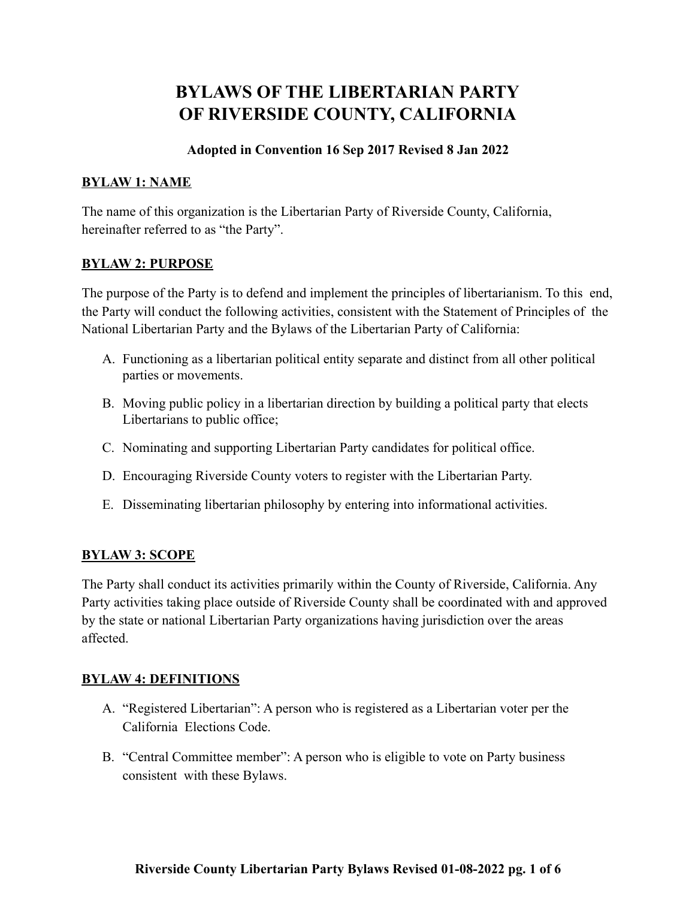# BYLAWS OF THE LIBERTARIAN PARTY OF RIVERSIDE COUNTY, CALIFORNIA

**Adopted in Convention 16 Sep 2017 Revised 8 Jan 2022**

## BYLAW 1: NAME

The name of this organization is the Libertarian Party of Riverside County, California, hereinafter referred to as "the Party".

## BYLAW 2: PURPOSE

The purpose of the Party is to defend and implement the principles of libertarianism. To this end, the Party will conduct the following activities, consistent with the Statement of Principles of the National Libertarian Party and the Bylaws of the Libertarian Party of California:

A. Functioning as a libertarian political entity separate and distinct from all other political parties or movements.

B. Moving public policy in a libertarian direction by building a political party that elects Libertarians to public office;

C. Nominating and supporting Libertarian Party candidates for political office.

D. Encouraging Riverside County voters to register with the Libertarian Party.

E. Disseminating libertarian philosophy by entering into informational activities.

## BYLAW 3: SCOPE

The Party shall conduct its activities primarily within the County of Riverside, California. Any Party activities taking place outside of Riverside County shall be coordinated with and approved by the state or national Libertarian Party organizations having jurisdiction over the areas affected.

## BYLAW 4: DEFINITIONS

A. "Registered Libertarian": A person who is registered as a Libertarian voter per the California Elections Code.

B. "Central Committee member": A person who is eligible to vote on Party business consistent with these Bylaws.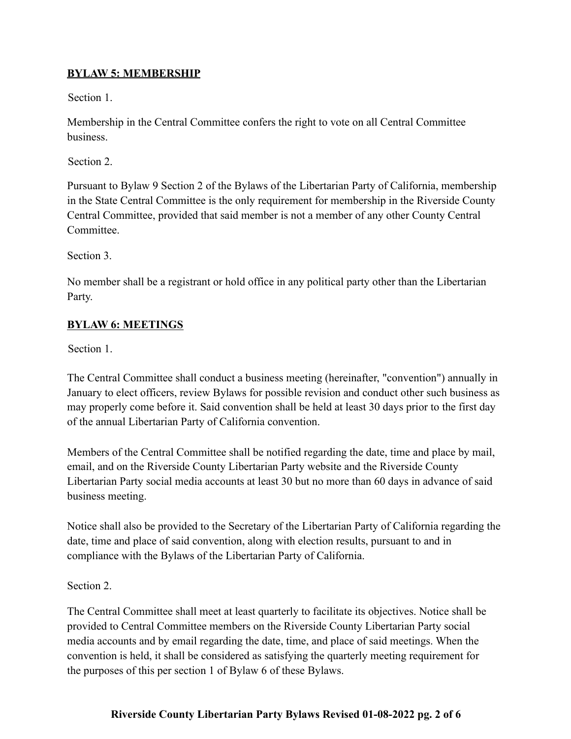## BYLAW 5: MEMBERSHIP

Section 1.

Membership in the Central Committee confers the right to vote on all Central Committee business.

Section 2.

Pursuant to Bylaw 9 Section 2 of the Bylaws of the Libertarian Party of California, membership in the State Central Committee is the only requirement for membership in the Riverside County Central Committee, provided that said member is not a member of any other County Central Committee.

Section 3.

No member shall be a registrant or hold office in any political party other than the Libertarian Party.

## BYLAW 6: MEETINGS

Section 1.

The Central Committee shall conduct a business meeting (hereinafter, "convention") annually in January to elect officers, review Bylaws for possible revision and conduct other such business as may properly come before it. Said convention shall be held at least 30 days prior to the first day of the annual Libertarian Party of California convention.

Members of the Central Committee shall be notified regarding the date, time and place by mail, email, and on the Riverside County Libertarian Party website and the Riverside County Libertarian Party social media accounts at least 30 but no more than 60 days in advance of said business meeting.

Notice shall also be provided to the Secretary of the Libertarian Party of California regarding the date, time and place of said convention, along with election results, pursuant to and in compliance with the Bylaws of the Libertarian Party of California.

Section 2.

The Central Committee shall meet at least quarterly to facilitate its objectives. Notice shall be provided to Central Committee members on the Riverside County Libertarian Party social media accounts and by email regarding the date, time, and place of said meetings. When the convention is held, it shall be considered as satisfying the quarterly meeting requirement for the purposes of this per section 1 of Bylaw 6 of these Bylaws.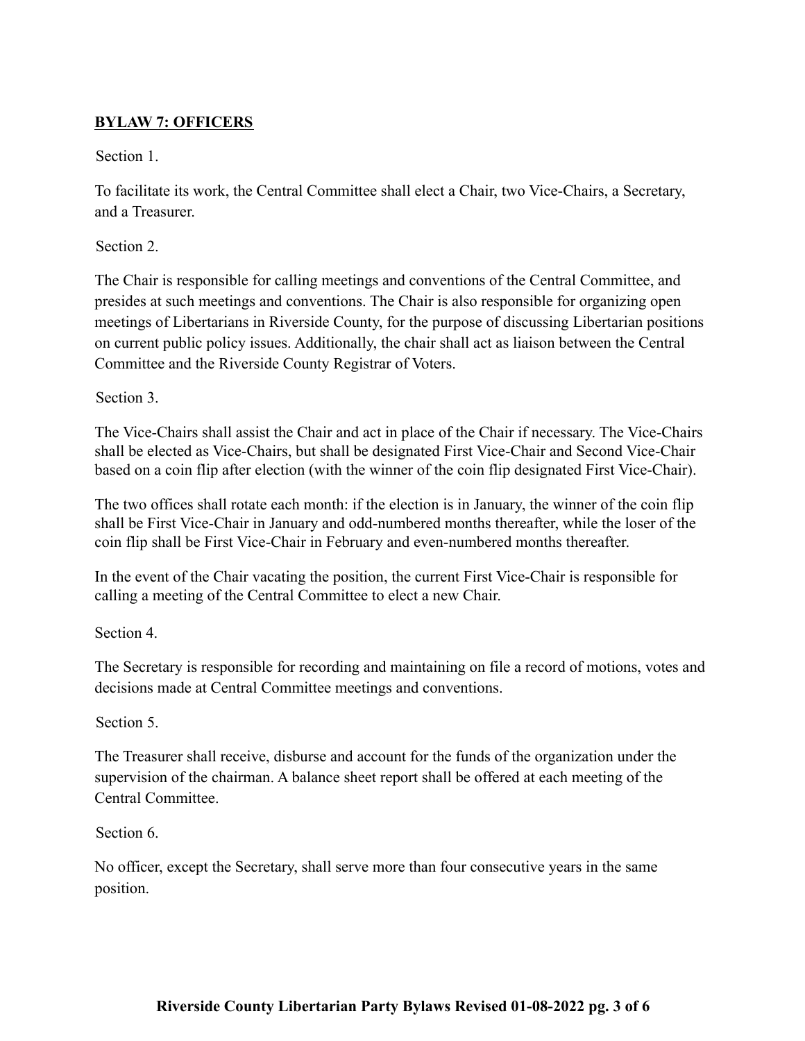## **BYLAW 7: OFFICERS**

Section 1.

To facilitate its work, the Central Committee shall elect a Chair, two Vice-Chairs, a Secretary, and a Treasurer.

Section 2.

The Chair is responsible for calling meetings and conventions of the Central Committee, and presides at such meetings and conventions. The Chair is also responsible for organizing open meetings of Libertarians in Riverside County, for the purpose of discussing Libertarian positions on current public policy issues. Additionally, the chair shall act as liaison between the Central Committee and the Riverside County Registrar of Voters.

Section 3.

The Vice-Chairs shall assist the Chair and act in place of the Chair if necessary. The Vice-Chairs shall be elected as Vice-Chairs, but shall be designated First Vice-Chair and Second Vice-Chair based on a coin flip after election (with the winner of the coin flip designated First Vice-Chair).

The two offices shall rotate each month: if the election is in January, the winner of the coin flip shall be First Vice-Chair in January and odd-numbered months thereafter, while the loser of the coin flip shall be First Vice-Chair in February and even-numbered months thereafter.

In the event of the Chair vacating the position, the current First Vice-Chair is responsible for calling a meeting of the Central Committee to elect a new Chair.

Section 4.

The Secretary is responsible for recording and maintaining on file a record of motions, votes and decisions made at Central Committee meetings and conventions.

Section 5.

The Treasurer shall receive, disburse and account for the funds of the organization under the supervision of the chairman. A balance sheet report shall be offered at each meeting of the Central Committee.

Section 6.

No officer, except the Secretary, shall serve more than four consecutive years in the same position.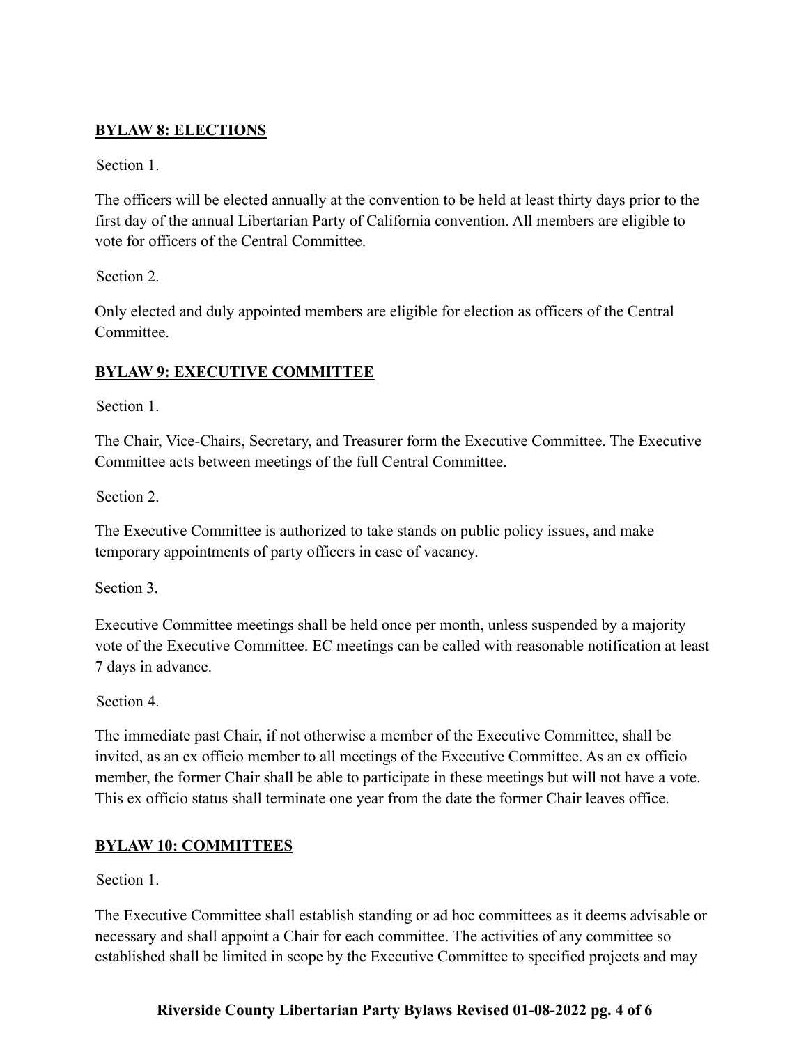**BYLAW 8: ELECTIONS**

Section 1.

The officers will be elected annually at the convention to be held at least thirty days prior to the first day of the annual Libertarian Party of California convention. All members are eligible to vote for officers of the Central Committee.

Section 2.

Only elected and duly appointed members are eligible for election as officers of the Central Committee.

**BYLAW 9: EXECUTIVE COMMITTEE**

Section 1.

The Chair, Vice-Chairs, Secretary, and Treasurer form the Executive Committee. The Executive Committee acts between meetings of the full Central Committee.

Section 2.

The Executive Committee is authorized to take stands on public policy issues, and make temporary appointments of party officers in case of vacancy.

Section 3.

Executive Committee meetings shall be held once per month, unless suspended by a majority vote of the Executive Committee. EC meetings can be called with reasonable notification at least 7 days in advance.

Section 4.

The immediate past Chair, if not otherwise a member of the Executive Committee, shall be invited, as an ex officio member to all meetings of the Executive Committee. As an ex officio member, the former Chair shall be able to participate in these meetings but will not have a vote. This ex officio status shall terminate one year from the date the former Chair leaves office.

**BYLAW 10: COMMITTEES**

Section 1.

The Executive Committee shall establish standing or ad hoc committees as it deems advisable or necessary and shall appoint a Chair for each committee. The activities of any committee so established shall be limited in scope by the Executive Committee to specified projects and may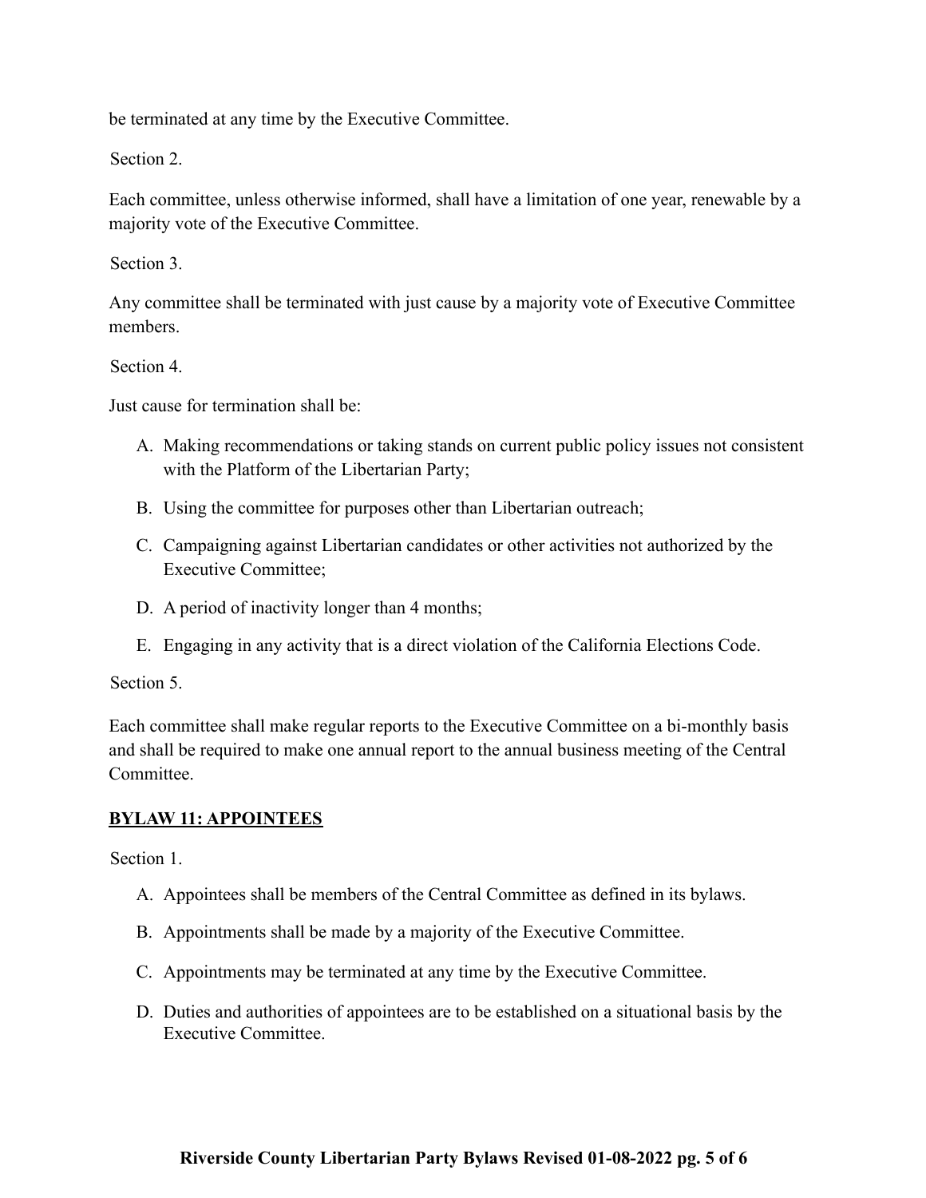be terminated at any time by the Executive Committee.

Section 2.

Each committee, unless otherwise informed, shall have a limitation of one year, renewable by a majority vote of the Executive Committee.

Section 3.

Any committee shall be terminated with just cause by a majority vote of Executive Committee members.

Section 4.

Just cause for termination shall be:

A. Making recommendations or taking stands on current public policy issues not consistent with the Platform of the Libertarian Party;

B. Using the committee for purposes other than Libertarian outreach;

C. Campaigning against Libertarian candidates or other activities not authorized by the Executive Committee;

D. A period of inactivity longer than 4 months;

E. Engaging in any activity that is a direct violation of the California Elections Code.

Section 5.

Each committee shall make regular reports to the Executive Committee on a bi-monthly basis and shall be required to make one annual report to the annual business meeting of the Central Committee.

## BYLAW 11: APPOINTEES

Section 1.

A. Appointees shall be members of the Central Committee as defined in its bylaws.

B. Appointments shall be made by a majority of the Executive Committee.

C. Appointments may be terminated at any time by the Executive Committee.

D. Duties and authorities of appointees are to be established on a situational basis by the Executive Committee.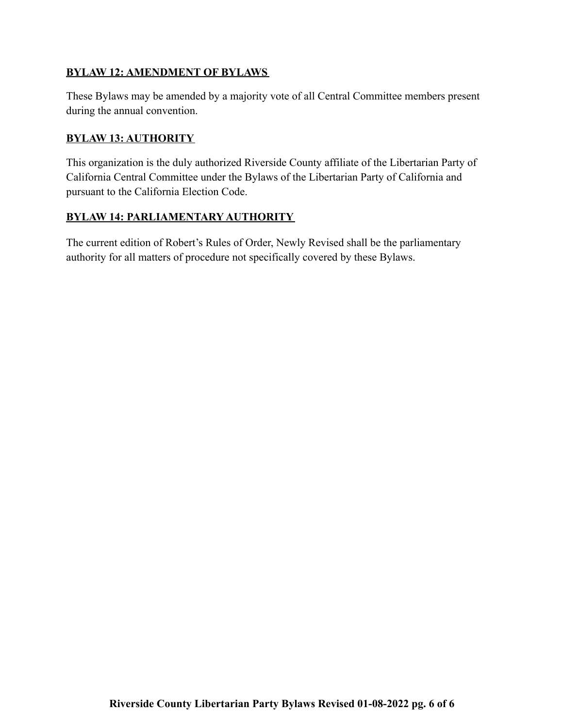## BYLAW 12: AMENDMENT OF BYLAWS

These Bylaws may be amended by a majority vote of all Central Committee members present during the annual convention.

## BYLAW 13: AUTHORITY

This organization is the duly authorized Riverside County affiliate of the Libertarian Party of California Central Committee under the Bylaws of the Libertarian Party of California and pursuant to the California Election Code.

## BYLAW 14: PARLIAMENTARY AUTHORITY

The current edition of Robert's Rules of Order, Newly Revised shall be the parliamentary authority for all matters of procedure not specifically covered by these Bylaws.